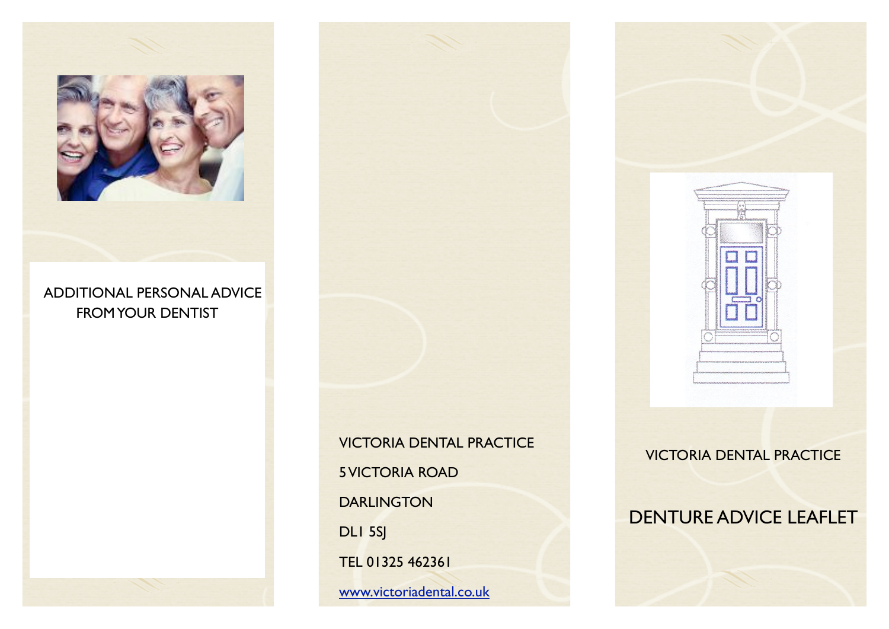ADDITIONAL PERSONAL ADVICE FROM YOUR DENTIST

VICTORIA DENTAL PRACTICE

5 VICTORIA ROAD

DARLINGTON

DL1 5SJ

TEL 01325 462361

www.victoriadental.co.uk

VICTORIA DENTAL PRACTICE

# DENTURE ADVICE LEAFLET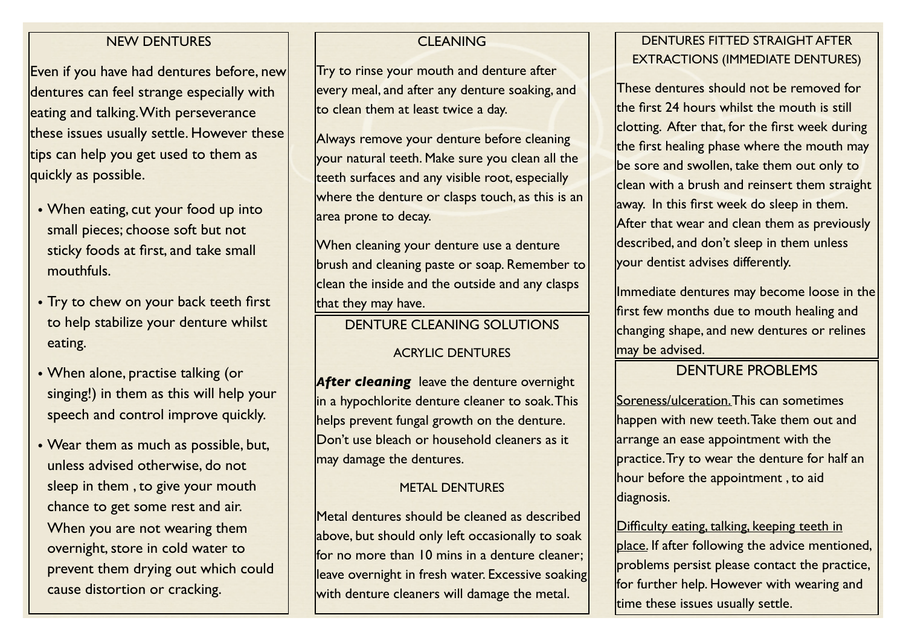## NEW DENTURES

Even if you have had dentures before, new dentures can feel strange especially with eating and talking. With perseverance these issues usually settle. However these tips can help you get used to them as quickly as possible.

- When eating, cut your food up into small pieces; choose soft but not sticky foods at first, and take small mouthfuls.
- Try to chew on your back teeth first to help stabilize your denture whilst eating.
- When alone, practise talking (or singing!) in them as this will help your speech and control improve quickly.
- Wear them as much as possible, but, unless advised otherwise, do not sleep in them , to give your mouth chance to get some rest and air. When you are not wearing them overnight, store in cold water to prevent them drying out which could cause distortion or cracking.

## CLEANING

Try to rinse your mouth and denture after every meal, and after any denture soaking, and to clean them at least twice a day.

Always remove your denture before cleaning your natural teeth. Make sure you clean all the teeth surfaces and any visible root, especially where the denture or clasps touch, as this is an area prone to decay.

When cleaning your denture use a denture brush and cleaning paste or soap. Remember to clean the inside and the outside and any clasps that they may have.

## DENTURE CLEANING SOLUTIONS

### ACRYLIC DENTURES

***After cleaning*** leave the denture overnight in a hypochlorite denture cleaner to soak. This helps prevent fungal growth on the denture. Don't use bleach or household cleaners as it may damage the dentures.

### METAL DENTURES

Metal dentures should be cleaned as described above, but should only left occasionally to soak for no more than 10 mins in a denture cleaner; leave overnight in fresh water. Excessive soaking with denture cleaners will damage the metal.

## DENTURES FITTED STRAIGHT AFTER EXTRACTIONS (IMMEDIATE DENTURES)

These dentures should not be removed for the first 24 hours whilst the mouth is still clotting. After that, for the first week during the first healing phase where the mouth may be sore and swollen, take them out only to clean with a brush and reinsert them straight away. In this first week do sleep in them. After that wear and clean them as previously described, and don't sleep in them unless your dentist advises differently.

Immediate dentures may become loose in the first few months due to mouth healing and changing shape, and new dentures or relines may be advised.

## DENTURE PROBLEMS

Soreness/ulceration. This can sometimes happen with new teeth. Take them out and arrange an ease appointment with the practice. Try to wear the denture for half an hour before the appointment , to aid diagnosis.

Difficulty eating, talking, keeping teeth in place. If after following the advice mentioned, problems persist please contact the practice, for further help. However with wearing and time these issues usually settle.